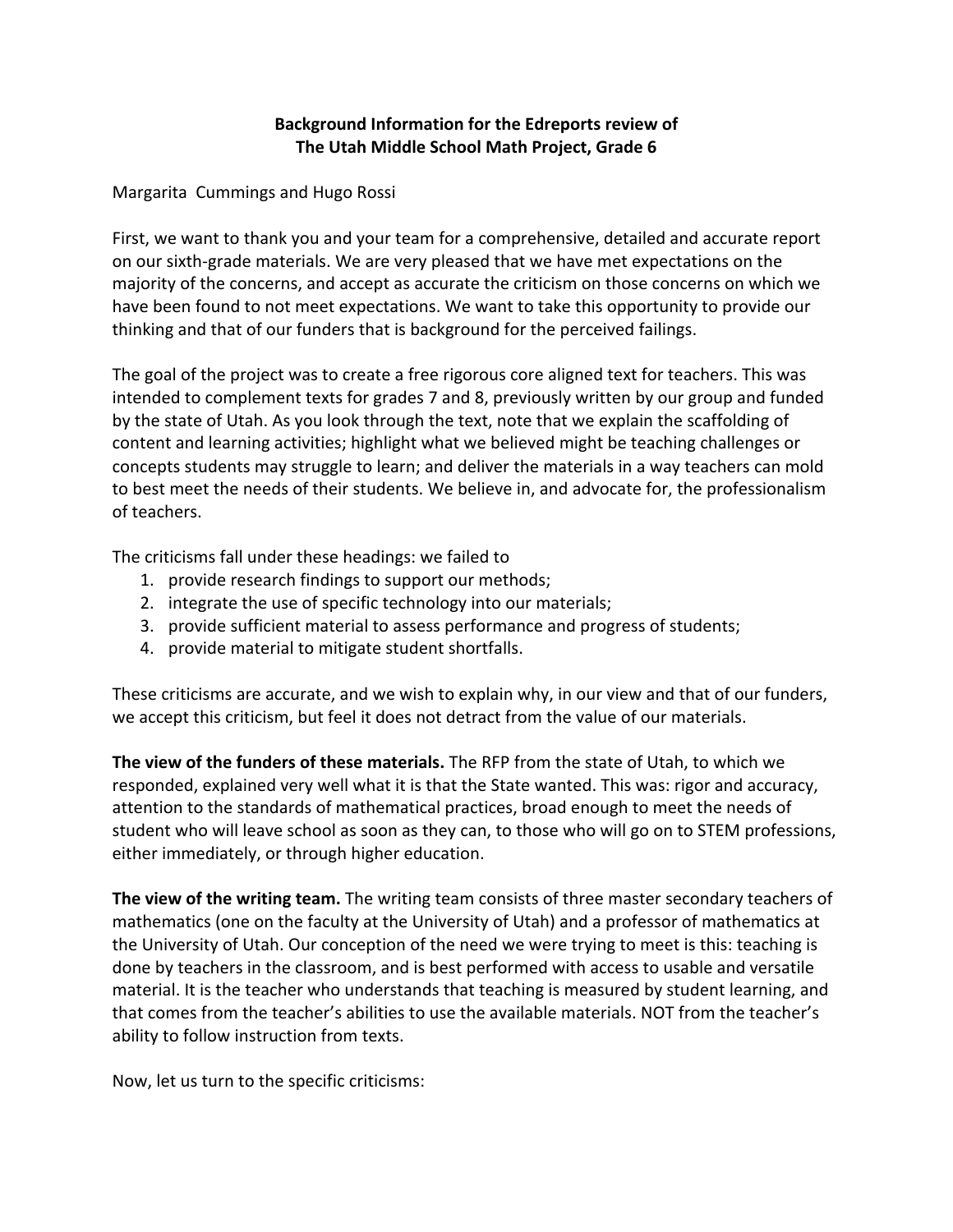# Background Information for the Edreports review of The Utah Middle School Math Project, Grade 6

Margarita Cummings and Hugo Rossi

First, we want to thank you and your team for a comprehensive, detailed and accurate report on our sixth-grade materials. We are very pleased that we have met expectations on the majority of the concerns, and accept as accurate the criticism on those concerns on which we have been found to not meet expectations. We want to take this opportunity to provide our thinking and that of our funders that is background for the perceived failings.

The goal of the project was to create a free rigorous core aligned text for teachers. This was intended to complement texts for grades 7 and 8, previously written by our group and funded by the state of Utah. As you look through the text, note that we explain the scaffolding of content and learning activities; highlight what we believed might be teaching challenges or concepts students may struggle to learn; and deliver the materials in a way teachers can mold to best meet the needs of their students. We believe in, and advocate for, the professionalism of teachers.

The criticisms fall under these headings: we failed to

1. provide research findings to support our methods;
2. integrate the use of specific technology into our materials;
3. provide sufficient material to assess performance and progress of students;
4. provide material to mitigate student shortfalls.

These criticisms are accurate, and we wish to explain why, in our view and that of our funders, we accept this criticism, but feel it does not detract from the value of our materials.

**The view of the funders of these materials.** The RFP from the state of Utah, to which we responded, explained very well what it is that the State wanted. This was: rigor and accuracy, attention to the standards of mathematical practices, broad enough to meet the needs of student who will leave school as soon as they can, to those who will go on to STEM professions, either immediately, or through higher education.

**The view of the writing team.** The writing team consists of three master secondary teachers of mathematics (one on the faculty at the University of Utah) and a professor of mathematics at the University of Utah. Our conception of the need we were trying to meet is this: teaching is done by teachers in the classroom, and is best performed with access to usable and versatile material. It is the teacher who understands that teaching is measured by student learning, and that comes from the teacher's abilities to use the available materials. NOT from the teacher's ability to follow instruction from texts.

Now, let us turn to the specific criticisms: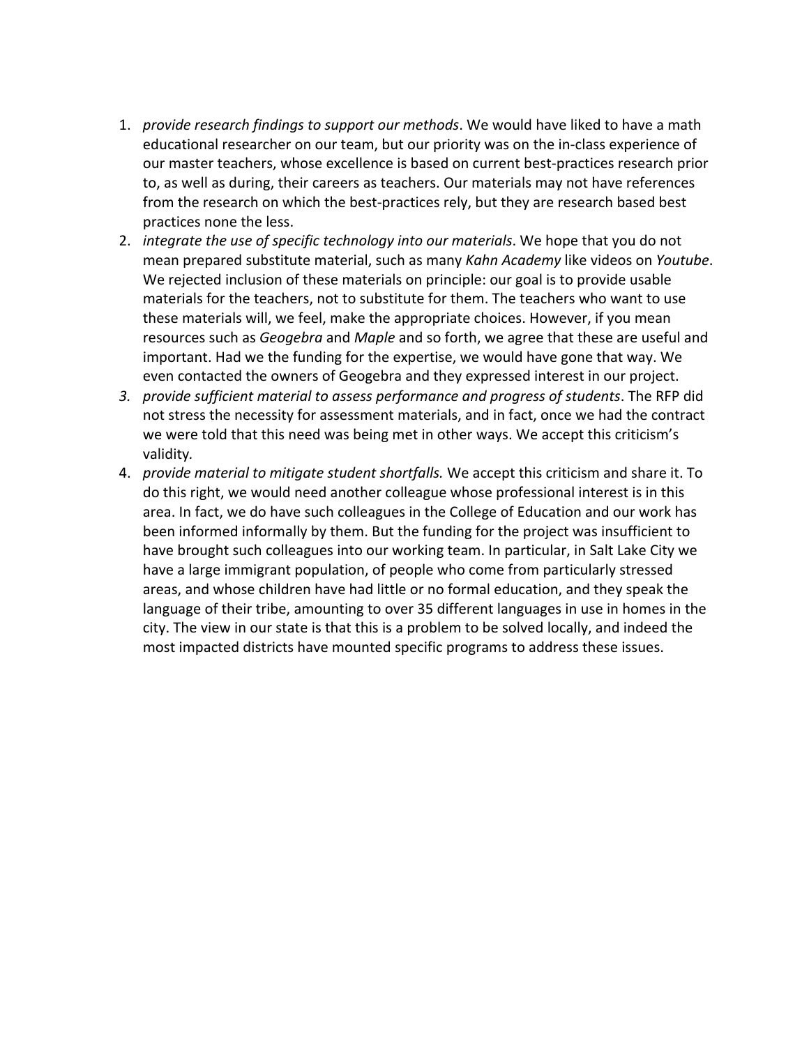1. *provide research findings to support our methods*. We would have liked to have a math educational researcher on our team, but our priority was on the in-class experience of our master teachers, whose excellence is based on current best-practices research prior to, as well as during, their careers as teachers. Our materials may not have references from the research on which the best-practices rely, but they are research based best practices none the less.
2. *integrate the use of specific technology into our materials*. We hope that you do not mean prepared substitute material, such as many *Kahn Academy* like videos on *Youtube*. We rejected inclusion of these materials on principle: our goal is to provide usable materials for the teachers, not to substitute for them. The teachers who want to use these materials will, we feel, make the appropriate choices. However, if you mean resources such as *Geogebra* and *Maple* and so forth, we agree that these are useful and important. Had we the funding for the expertise, we would have gone that way. We even contacted the owners of Geogebra and they expressed interest in our project.
3. *provide sufficient material to assess performance and progress of students*. The RFP did not stress the necessity for assessment materials, and in fact, once we had the contract we were told that this need was being met in other ways. We accept this criticism's validity.
4. *provide material to mitigate student shortfalls.* We accept this criticism and share it. To do this right, we would need another colleague whose professional interest is in this area. In fact, we do have such colleagues in the College of Education and our work has been informed informally by them. But the funding for the project was insufficient to have brought such colleagues into our working team. In particular, in Salt Lake City we have a large immigrant population, of people who come from particularly stressed areas, and whose children have had little or no formal education, and they speak the language of their tribe, amounting to over 35 different languages in use in homes in the city. The view in our state is that this is a problem to be solved locally, and indeed the most impacted districts have mounted specific programs to address these issues.